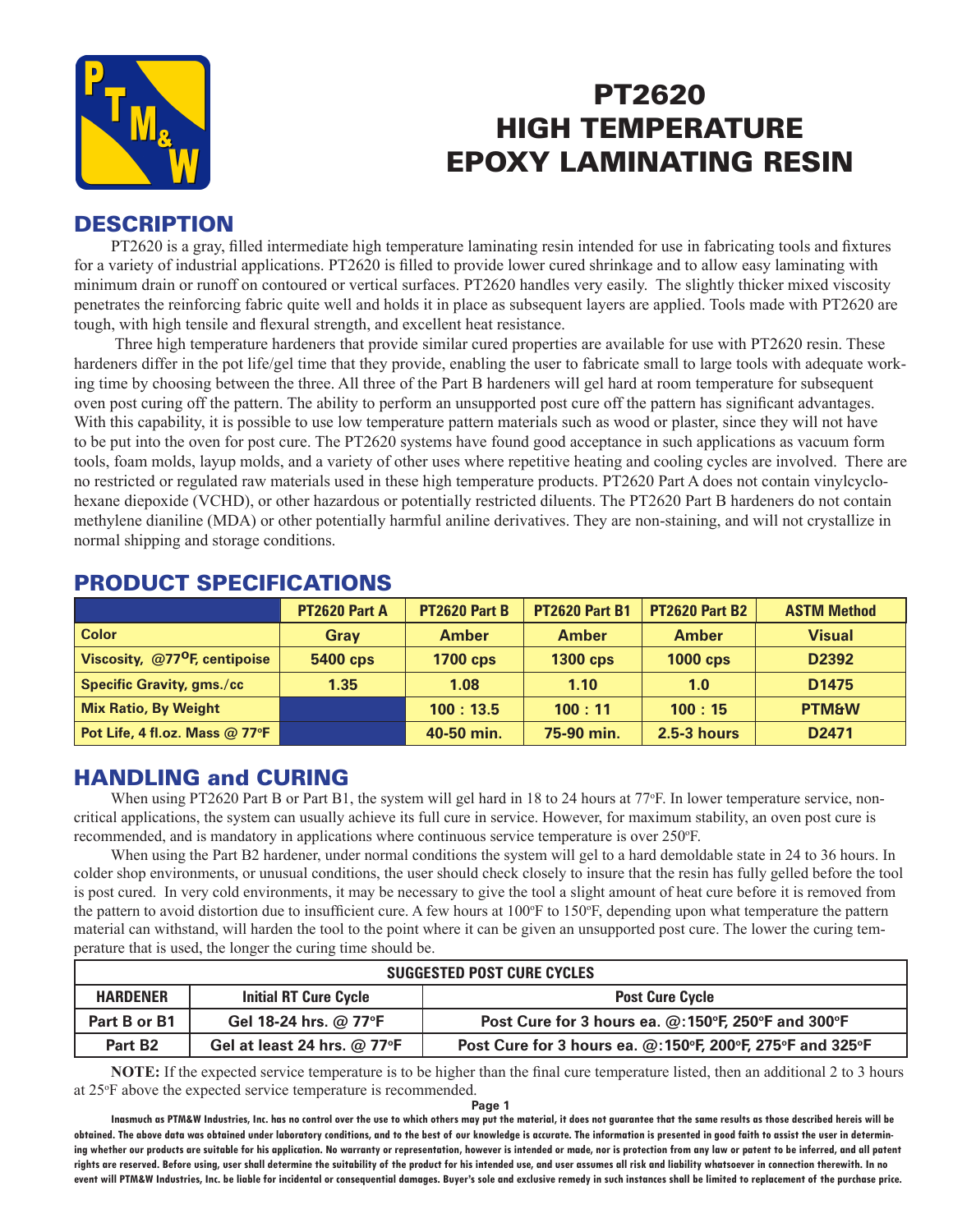# PT2620 HIGH TEMPERATURE EPOXY LAMINATING RESIN

## DESCRIPTION

PT2620 is a gray, filled intermediate high temperature laminating resin intended for use in fabricating tools and fixtures for a variety of industrial applications. PT2620 is filled to provide lower cured shrinkage and to allow easy laminating with minimum drain or runoff on contoured or vertical surfaces. PT2620 handles very easily. The slightly thicker mixed viscosity penetrates the reinforcing fabric quite well and holds it in place as subsequent layers are applied. Tools made with PT2620 are tough, with high tensile and flexural strength, and excellent heat resistance.

Three high temperature hardeners that provide similar cured properties are available for use with PT2620 resin. These hardeners differ in the pot life/gel time that they provide, enabling the user to fabricate small to large tools with adequate working time by choosing between the three. All three of the Part B hardeners will gel hard at room temperature for subsequent oven post curing off the pattern. The ability to perform an unsupported post cure off the pattern has significant advantages. With this capability, it is possible to use low temperature pattern materials such as wood or plaster, since they will not have to be put into the oven for post cure. The PT2620 systems have found good acceptance in such applications as vacuum form tools, foam molds, layup molds, and a variety of other uses where repetitive heating and cooling cycles are involved. There are no restricted or regulated raw materials used in these high temperature products. PT2620 Part A does not contain vinylcyclohexane diepoxide (VCHD), or other hazardous or potentially restricted diluents. The PT2620 Part B hardeners do not contain methylene dianiline (MDA) or other potentially harmful aniline derivatives. They are non-staining, and will not crystallize in normal shipping and storage conditions.

## PRODUCT SPECIFICATIONS

| | PT2620 Part A | PT2620 Part B | PT2620 Part B1 | PT2620 Part B2 | ASTM Method |
|---|---|---|---|---|---|
| Color | Gray | Amber | Amber | Amber | Visual |
| Viscosity, @77°F, centipoise | 5400 cps | 1700 cps | 1300 cps | 1000 cps | D2392 |
| Specific Gravity, gms./cc | 1.35 | 1.08 | 1.10 | 1.0 | D1475 |
| Mix Ratio, By Weight | | 100 : 13.5 | 100 : 11 | 100 : 15 | PTM&W |
| Pot Life, 4 fl.oz. Mass @ 77°F | | 40-50 min. | 75-90 min. | 2.5-3 hours | D2471 |

## HANDLING and CURING

When using PT2620 Part B or Part B1, the system will gel hard in 18 to 24 hours at 77°F. In lower temperature service, non-critical applications, the system can usually achieve its full cure in service. However, for maximum stability, an oven post cure is recommended, and is mandatory in applications where continuous service temperature is over 250°F.

When using the Part B2 hardener, under normal conditions the system will gel to a hard demoldable state in 24 to 36 hours. In colder shop environments, or unusual conditions, the user should check closely to insure that the resin has fully gelled before the tool is post cured. In very cold environments, it may be necessary to give the tool a slight amount of heat cure before it is removed from the pattern to avoid distortion due to insufficient cure. A few hours at 100°F to 150°F, depending upon what temperature the pattern material can withstand, will harden the tool to the point where it can be given an unsupported post cure. The lower the curing temperature that is used, the longer the curing time should be.

| SUGGESTED POST CURE CYCLES | | |
|---|---|---|
| **HARDENER** | **Initial RT Cure Cycle** | **Post Cure Cycle** |
| Part B or B1 | Gel 18-24 hrs. @ 77°F | Post Cure for 3 hours ea. @:150°F, 250°F and 300°F |
| Part B2 | Gel at least 24 hrs. @ 77°F | Post Cure for 3 hours ea. @:150°F, 200°F, 275°F and 325°F |

**NOTE:** If the expected service temperature is to be higher than the final cure temperature listed, then an additional 2 to 3 hours at 25°F above the expected service temperature is recommended.

**Inasmuch as PTM&W Industries, Inc. has no control over the use to which others may put the material, it does not guarantee that the same results as those described hereis will be obtained. The above data was obtained under laboratory conditions, and to the best of our knowledge is accurate. The information is presented in good faith to assist the user in determining whether our products are suitable for his application. No warranty or representation, however is intended or made, nor is protection from any law or patent to be inferred, and all patent rights are reserved. Before using, user shall determine the suitability of the product for his intended use, and user assumes all risk and liability whatsoever in connection therewith. In no event will PTM&W Industries, Inc. be liable for incidental or consequential damages. Buyer's sole and exclusive remedy in such instances shall be limited to replacement of the purchase price.**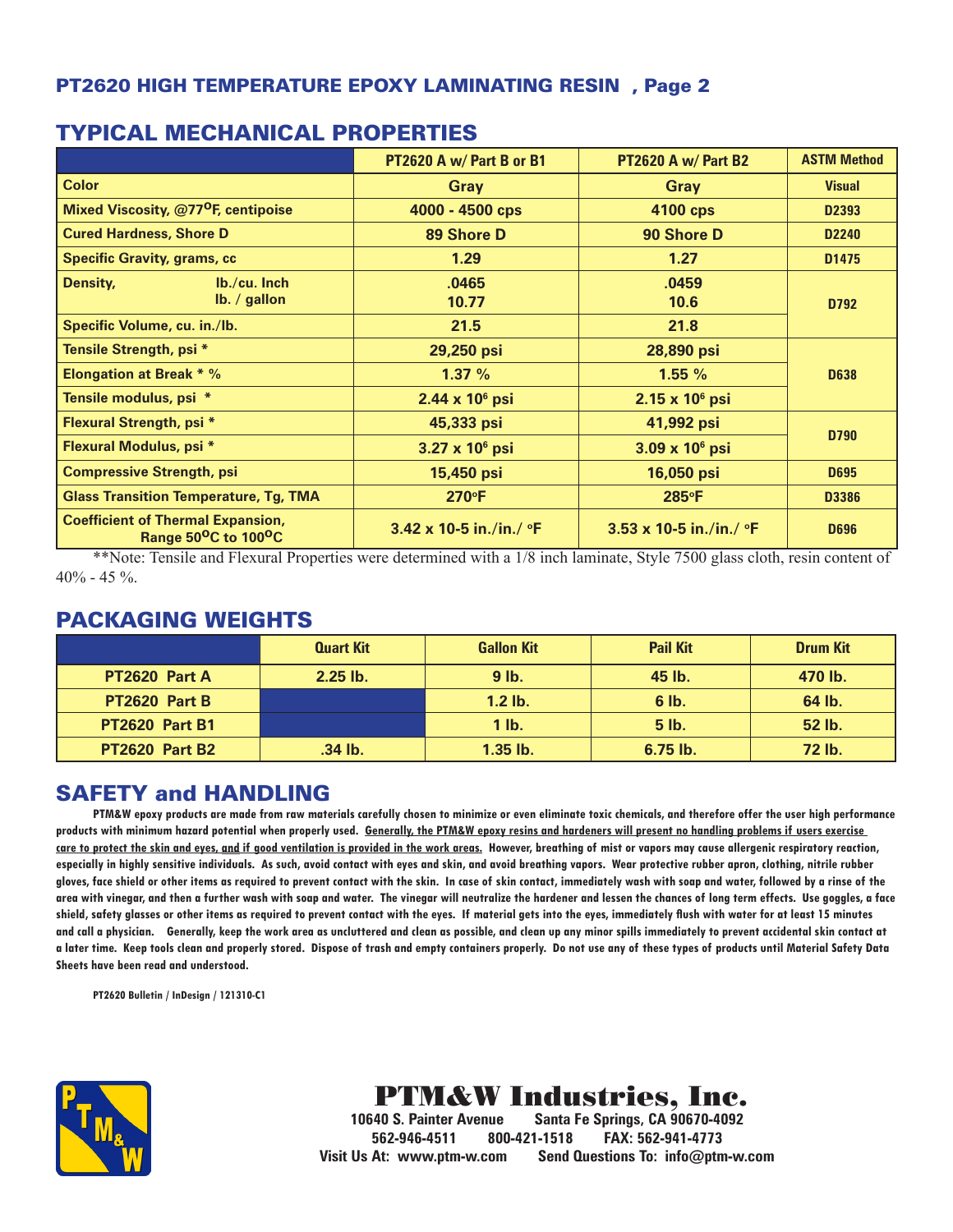## PT2620 HIGH TEMPERATURE EPOXY LAMINATING RESIN , Page 2

## TYPICAL MECHANICAL PROPERTIES

| | PT2620 A w/ Part B or B1 | PT2620 A w/ Part B2 | ASTM Method |
|---|---|---|---|
| Color | Gray | Gray | Visual |
| Mixed Viscosity, @77°F, centipoise | 4000 - 4500 cps | 4100 cps | D2393 |
| Cured Hardness, Shore D | 89 Shore D | 90 Shore D | D2240 |
| Specific Gravity, grams, cc | 1.29 | 1.27 | D1475 |
| Density, lb./cu. Inch<br>lb. / gallon | .0465<br>10.77 | .0459<br>10.6 | D792 |
| Specific Volume, cu. in./lb. | 21.5 | 21.8 | |
| Tensile Strength, psi * | 29,250 psi | 28,890 psi | D638 |
| Elongation at Break * % | 1.37 % | 1.55 % | |
| Tensile modulus, psi * | $2.44 \times 10^6$ psi | $2.15 \times 10^6$ psi | |
| Flexural Strength, psi * | 45,333 psi | 41,992 psi | D790 |
| Flexural Modulus, psi * | $3.27 \times 10^6$ psi | $3.09 \times 10^6$ psi | |
| Compressive Strength, psi | 15,450 psi | 16,050 psi | D695 |
| Glass Transition Temperature, Tg, TMA | 270°F | 285°F | D3386 |
| Coefficient of Thermal Expansion, Range 50°C to 100°C | 3.42 x 10-5 in./in./ °F | 3.53 x 10-5 in./in./ °F | D696 |

**Note: Tensile and Flexural Properties were determined with a 1/8 inch laminate, Style 7500 glass cloth, resin content of 40% - 45 %.

## PACKAGING WEIGHTS

| | Quart Kit | Gallon Kit | Pail Kit | Drum Kit |
|---|---|---|---|---|
| PT2620 Part A | 2.25 lb. | 9 lb. | 45 lb. | 470 lb. |
| PT2620 Part B | | 1.2 lb. | 6 lb. | 64 lb. |
| PT2620 Part B1 | | 1 lb. | 5 lb. | 52 lb. |
| PT2620 Part B2 | .34 lb. | 1.35 lb. | 6.75 lb. | 72 lb. |

## SAFETY and HANDLING

PTM&W epoxy products are made from raw materials carefully chosen to minimize or even eliminate toxic chemicals, and therefore offer the user high performance products with minimum hazard potential when properly used. Generally, the PTM&W epoxy resins and hardeners will present no handling problems if users exercise care to protect the skin and eyes, and if good ventilation is provided in the work areas. However, breathing of mist or vapors may cause allergenic respiratory reaction, especially in highly sensitive individuals. As such, avoid contact with eyes and skin, and avoid breathing vapors. Wear protective rubber apron, clothing, nitrile rubber gloves, face shield or other items as required to prevent contact with the skin. In case of skin contact, immediately wash with soap and water, followed by a rinse of the area with vinegar, and then a further wash with soap and water. The vinegar will neutralize the hardener and lessen the chances of long term effects. Use goggles, a face shield, safety glasses or other items as required to prevent contact with the eyes. If material gets into the eyes, immediately flush with water for at least 15 minutes and call a physician. Generally, keep the work area as uncluttered and clean as possible, and clean up any minor spills immediately to prevent accidental skin contact at a later time. Keep tools clean and properly stored. Dispose of trash and empty containers properly. Do not use any of these types of products until Material Safety Data Sheets have been read and understood.

PT2620 Bulletin / InDesign / 121310-C1

**PTM&W Industries, Inc.**
10640 S. Painter Avenue Santa Fe Springs, CA 90670-4092
562-946-4511 800-421-1518 FAX: 562-941-4773
Visit Us At: www.ptm-w.com Send Questions To: info@ptm-w.com